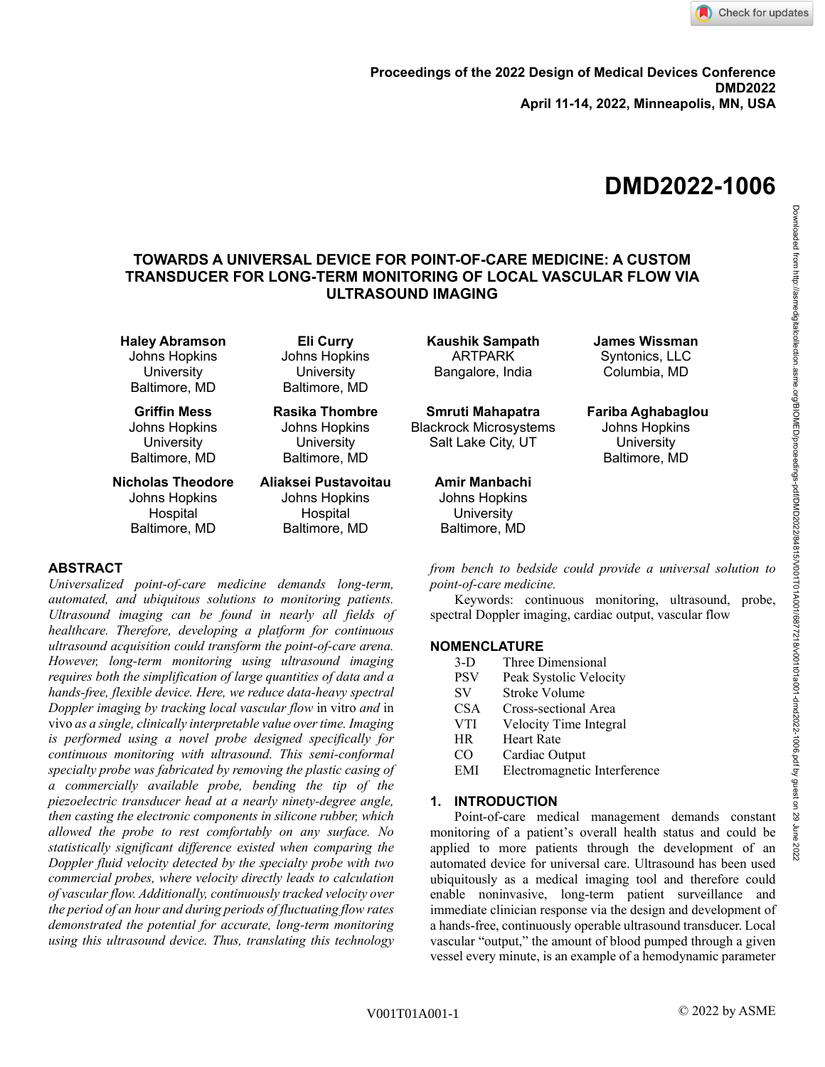Proceedings of the 2022 Design of Medical Devices Conference
**DMD2022**
**April 11-14, 2022, Minneapolis, MN, USA**

# DMD2022-1006

## TOWARDS A UNIVERSAL DEVICE FOR POINT-OF-CARE MEDICINE: A CUSTOM TRANSDUCER FOR LONG-TERM MONITORING OF LOCAL VASCULAR FLOW VIA ULTRASOUND IMAGING

**Haley Abramson**
Johns Hopkins University
Baltimore, MD

**Eli Curry**
Johns Hopkins University
Baltimore, MD

**Kaushik Sampath**
ARTPARK
Bangalore, India

**James Wissman**
Syntonics, LLC
Columbia, MD

**Griffin Mess**
Johns Hopkins University
Baltimore, MD

**Rasika Thombre**
Johns Hopkins University
Baltimore, MD

**Smruti Mahapatra**
Blackrock Microsystems
Salt Lake City, UT

**Fariba Aghabaglou**
Johns Hopkins University
Baltimore, MD

**Nicholas Theodore**
Johns Hopkins Hospital
Baltimore, MD

**Aliaksei Pustavoitau**
Johns Hopkins Hospital
Baltimore, MD

**Amir Manbachi**
Johns Hopkins University
Baltimore, MD

## ABSTRACT

*Universalized point-of-care medicine demands long-term, automated, and ubiquitous solutions to monitoring patients. Ultrasound imaging can be found in nearly all fields of healthcare. Therefore, developing a platform for continuous ultrasound acquisition could transform the point-of-care arena. However, long-term monitoring using ultrasound imaging requires both the simplification of large quantities of data and a hands-free, flexible device. Here, we reduce data-heavy spectral Doppler imaging by tracking local vascular flow* in vitro *and* in vivo *as a single, clinically interpretable value over time. Imaging is performed using a novel probe designed specifically for continuous monitoring with ultrasound. This semi-conformal specialty probe was fabricated by removing the plastic casing of a commercially available probe, bending the tip of the piezoelectric transducer head at a nearly ninety-degree angle, then casting the electronic components in silicone rubber, which allowed the probe to rest comfortably on any surface. No statistically significant difference existed when comparing the Doppler fluid velocity detected by the specialty probe with two commercial probes, where velocity directly leads to calculation of vascular flow. Additionally, continuously tracked velocity over the period of an hour and during periods of fluctuating flow rates demonstrated the potential for accurate, long-term monitoring using this ultrasound device. Thus, translating this technology from bench to bedside could provide a universal solution to point-of-care medicine.*

Keywords: continuous monitoring, ultrasound, probe, spectral Doppler imaging, cardiac output, vascular flow

## NOMENCLATURE

| | |
|---|---|
| 3-D | Three Dimensional |
| PSV | Peak Systolic Velocity |
| SV | Stroke Volume |
| CSA | Cross-sectional Area |
| VTI | Velocity Time Integral |
| HR | Heart Rate |
| CO | Cardiac Output |
| EMI | Electromagnetic Interference |

## 1. INTRODUCTION

Point-of-care medical management demands constant monitoring of a patient's overall health status and could be applied to more patients through the development of an automated device for universal care. Ultrasound has been used ubiquitously as a medical imaging tool and therefore could enable noninvasive, long-term patient surveillance and immediate clinician response via the design and development of a hands-free, continuously operable ultrasound transducer. Local vascular "output," the amount of blood pumped through a given vessel every minute, is an example of a hemodynamic parameter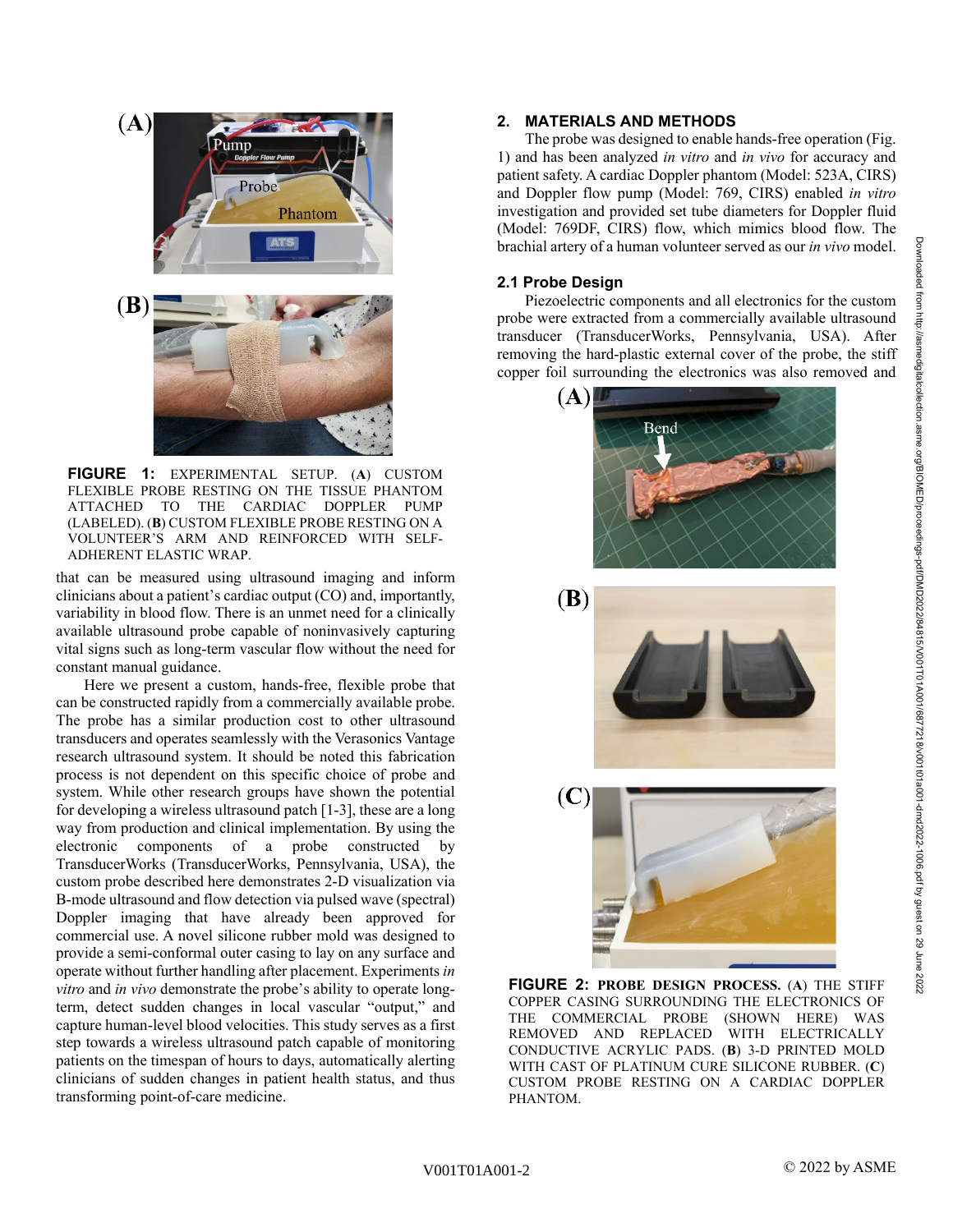**FIGURE 1:** EXPERIMENTAL SETUP. (**A**) CUSTOM FLEXIBLE PROBE RESTING ON THE TISSUE PHANTOM ATTACHED TO THE CARDIAC DOPPLER PUMP (LABELED). (**B**) CUSTOM FLEXIBLE PROBE RESTING ON A VOLUNTEER'S ARM AND REINFORCED WITH SELF-ADHERENT ELASTIC WRAP.

that can be measured using ultrasound imaging and inform clinicians about a patient's cardiac output (CO) and, importantly, variability in blood flow. There is an unmet need for a clinically available ultrasound probe capable of noninvasively capturing vital signs such as long-term vascular flow without the need for constant manual guidance.

Here we present a custom, hands-free, flexible probe that can be constructed rapidly from a commercially available probe. The probe has a similar production cost to other ultrasound transducers and operates seamlessly with the Verasonics Vantage research ultrasound system. It should be noted this fabrication process is not dependent on this specific choice of probe and system. While other research groups have shown the potential for developing a wireless ultrasound patch [1-3], these are a long way from production and clinical implementation. By using the electronic components of a probe constructed by TransducerWorks (TransducerWorks, Pennsylvania, USA), the custom probe described here demonstrates 2-D visualization via B-mode ultrasound and flow detection via pulsed wave (spectral) Doppler imaging that have already been approved for commercial use. A novel silicone rubber mold was designed to provide a semi-conformal outer casing to lay on any surface and operate without further handling after placement. Experiments *in vitro* and *in vivo* demonstrate the probe's ability to operate long-term, detect sudden changes in local vascular "output," and capture human-level blood velocities. This study serves as a first step towards a wireless ultrasound patch capable of monitoring patients on the timespan of hours to days, automatically alerting clinicians of sudden changes in patient health status, and thus transforming point-of-care medicine.

## 2. MATERIALS AND METHODS

The probe was designed to enable hands-free operation (Fig. 1) and has been analyzed *in vitro* and *in vivo* for accuracy and patient safety. A cardiac Doppler phantom (Model: 523A, CIRS) and Doppler flow pump (Model: 769, CIRS) enabled *in vitro* investigation and provided set tube diameters for Doppler fluid (Model: 769DF, CIRS) flow, which mimics blood flow. The brachial artery of a human volunteer served as our *in vivo* model.

### 2.1 Probe Design

Piezoelectric components and all electronics for the custom probe were extracted from a commercially available ultrasound transducer (TransducerWorks, Pennsylvania, USA). After removing the hard-plastic external cover of the probe, the stiff copper foil surrounding the electronics was also removed and

**FIGURE 2:** PROBE DESIGN PROCESS. (**A**) THE STIFF COPPER CASING SURROUNDING THE ELECTRONICS OF THE COMMERCIAL PROBE (SHOWN HERE) WAS REMOVED AND REPLACED WITH ELECTRICALLY CONDUCTIVE ACRYLIC PADS. (**B**) 3-D PRINTED MOLD WITH CAST OF PLATINUM CURE SILICONE RUBBER. (**C**) CUSTOM PROBE RESTING ON A CARDIAC DOPPLER PHANTOM.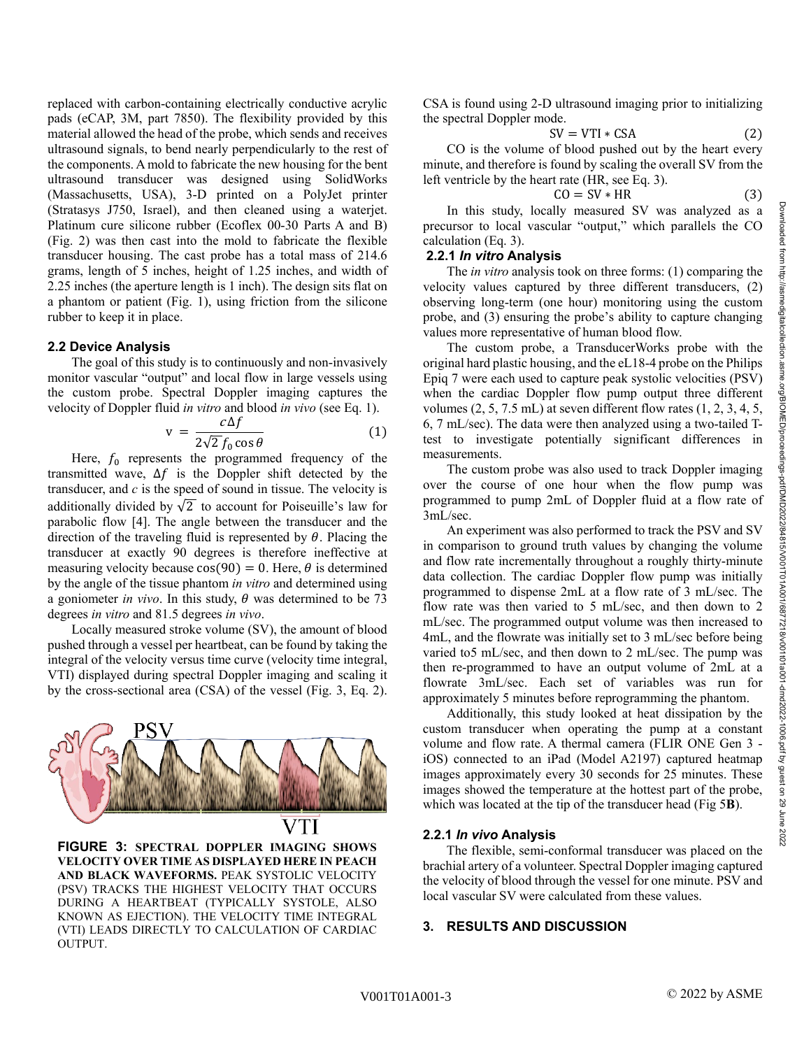replaced with carbon-containing electrically conductive acrylic pads (eCAP, 3M, part 7850). The flexibility provided by this material allowed the head of the probe, which sends and receives ultrasound signals, to bend nearly perpendicularly to the rest of the components. A mold to fabricate the new housing for the bent ultrasound transducer was designed using SolidWorks (Massachusetts, USA), 3-D printed on a PolyJet printer (Stratasys J750, Israel), and then cleaned using a waterjet. Platinum cure silicone rubber (Ecoflex 00-30 Parts A and B) (Fig. 2) was then cast into the mold to fabricate the flexible transducer housing. The cast probe has a total mass of 214.6 grams, length of 5 inches, height of 1.25 inches, and width of 2.25 inches (the aperture length is 1 inch). The design sits flat on a phantom or patient (Fig. 1), using friction from the silicone rubber to keep it in place.

### 2.2 Device Analysis

The goal of this study is to continuously and non-invasively monitor vascular "output" and local flow in large vessels using the custom probe. Spectral Doppler imaging captures the velocity of Doppler fluid *in vitro* and blood *in vivo* (see Eq. 1).

$$v = \frac{c\Delta f}{2\sqrt{2}\, f_0 \cos\theta} \qquad (1)$$

Here, $f_0$ represents the programmed frequency of the transmitted wave, $\Delta f$ is the Doppler shift detected by the transducer, and $c$ is the speed of sound in tissue. The velocity is additionally divided by $\sqrt{2}$ to account for Poiseuille's law for parabolic flow [4]. The angle between the transducer and the direction of the traveling fluid is represented by $\theta$. Placing the transducer at exactly 90 degrees is therefore ineffective at measuring velocity because $\cos(90) = 0$. Here, $\theta$ is determined by the angle of the tissue phantom *in vitro* and determined using a goniometer *in vivo*. In this study, $\theta$ was determined to be 73 degrees *in vitro* and 81.5 degrees *in vivo*.

Locally measured stroke volume (SV), the amount of blood pushed through a vessel per heartbeat, can be found by taking the integral of the velocity versus time curve (velocity time integral, VTI) displayed during spectral Doppler imaging and scaling it by the cross-sectional area (CSA) of the vessel (Fig. 3, Eq. 2).

**FIGURE 3: SPECTRAL DOPPLER IMAGING SHOWS VELOCITY OVER TIME AS DISPLAYED HERE IN PEACH AND BLACK WAVEFORMS.** PEAK SYSTOLIC VELOCITY (PSV) TRACKS THE HIGHEST VELOCITY THAT OCCURS DURING A HEARTBEAT (TYPICALLY SYSTOLE, ALSO KNOWN AS EJECTION). THE VELOCITY TIME INTEGRAL (VTI) LEADS DIRECTLY TO CALCULATION OF CARDIAC OUTPUT.

CSA is found using 2-D ultrasound imaging prior to initializing the spectral Doppler mode.

$$\text{SV} = \text{VTI} * \text{CSA} \qquad (2)$$

CO is the volume of blood pushed out by the heart every minute, and therefore is found by scaling the overall SV from the left ventricle by the heart rate (HR, see Eq. 3).

$$\text{CO} = \text{SV} * \text{HR} \qquad (3)$$

In this study, locally measured SV was analyzed as a precursor to local vascular "output," which parallels the CO calculation (Eq. 3).

#### 2.2.1 *In vitro* Analysis

The *in vitro* analysis took on three forms: (1) comparing the velocity values captured by three different transducers, (2) observing long-term (one hour) monitoring using the custom probe, and (3) ensuring the probe's ability to capture changing values more representative of human blood flow.

The custom probe, a TransducerWorks probe with the original hard plastic housing, and the eL18-4 probe on the Philips Epiq 7 were each used to capture peak systolic velocities (PSV) when the cardiac Doppler flow pump output three different volumes (2, 5, 7.5 mL) at seven different flow rates (1, 2, 3, 4, 5, 6, 7 mL/sec). The data were then analyzed using a two-tailed T-test to investigate potentially significant differences in measurements.

The custom probe was also used to track Doppler imaging over the course of one hour when the flow pump was programmed to pump 2mL of Doppler fluid at a flow rate of 3mL/sec.

An experiment was also performed to track the PSV and SV in comparison to ground truth values by changing the volume and flow rate incrementally throughout a roughly thirty-minute data collection. The cardiac Doppler flow pump was initially programmed to dispense 2mL at a flow rate of 3 mL/sec. The flow rate was then varied to 5 mL/sec, and then down to 2 mL/sec. The programmed output volume was then increased to 4mL, and the flowrate was initially set to 3 mL/sec before being varied to5 mL/sec, and then down to 2 mL/sec. The pump was then re-programmed to have an output volume of 2mL at a flowrate 3mL/sec. Each set of variables was run for approximately 5 minutes before reprogramming the phantom.

Additionally, this study looked at heat dissipation by the custom transducer when operating the pump at a constant volume and flow rate. A thermal camera (FLIR ONE Gen 3 - iOS) connected to an iPad (Model A2197) captured heatmap images approximately every 30 seconds for 25 minutes. These images showed the temperature at the hottest part of the probe, which was located at the tip of the transducer head (Fig 5**B**).

#### 2.2.1 *In vivo* Analysis

The flexible, semi-conformal transducer was placed on the brachial artery of a volunteer. Spectral Doppler imaging captured the velocity of blood through the vessel for one minute. PSV and local vascular SV were calculated from these values.

## 3. RESULTS AND DISCUSSION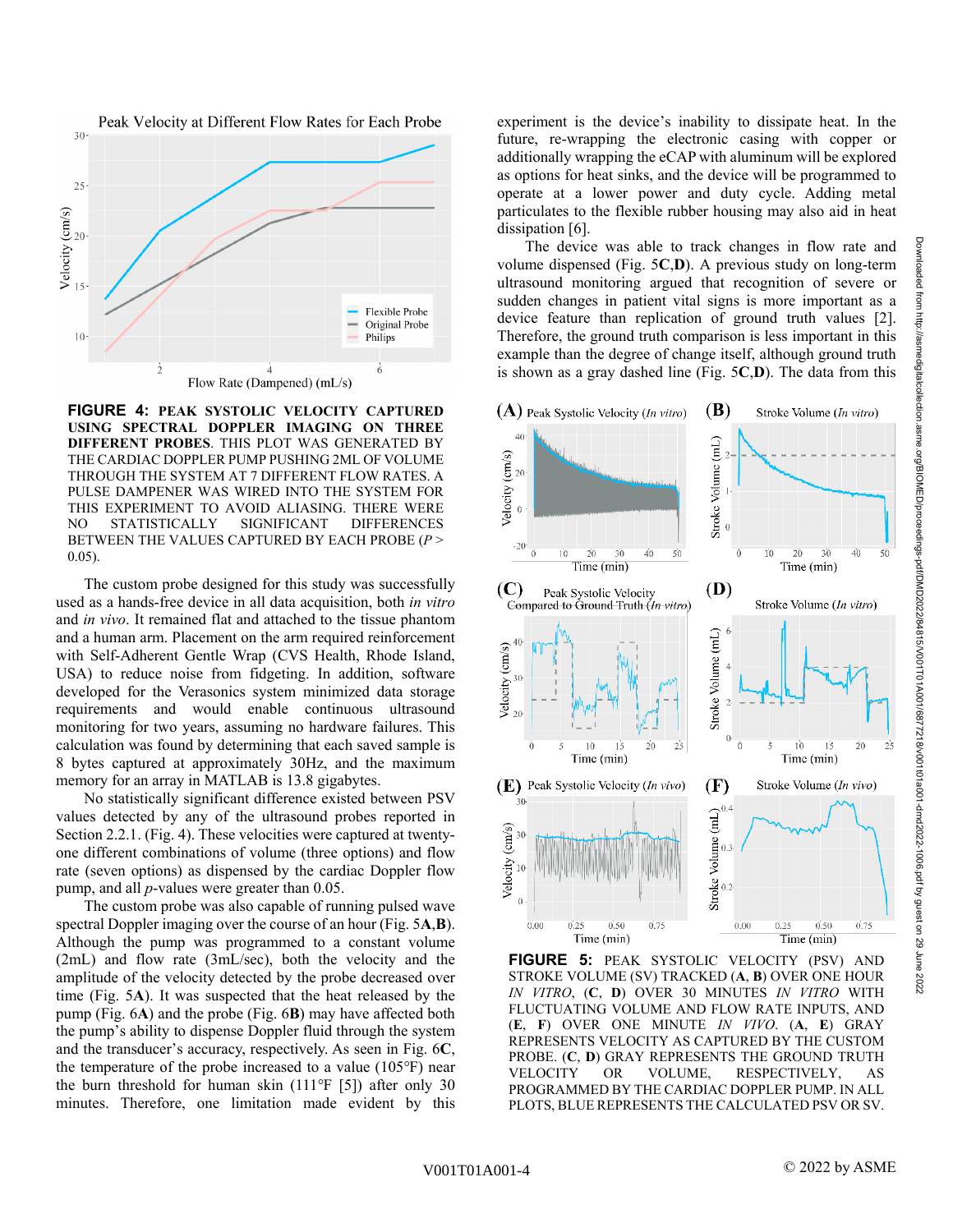**FIGURE 4: PEAK SYSTOLIC VELOCITY CAPTURED USING SPECTRAL DOPPLER IMAGING ON THREE DIFFERENT PROBES**. THIS PLOT WAS GENERATED BY THE CARDIAC DOPPLER PUMP PUSHING 2ML OF VOLUME THROUGH THE SYSTEM AT 7 DIFFERENT FLOW RATES. A PULSE DAMPENER WAS WIRED INTO THE SYSTEM FOR THIS EXPERIMENT TO AVOID ALIASING. THERE WERE NO STATISTICALLY SIGNIFICANT DIFFERENCES BETWEEN THE VALUES CAPTURED BY EACH PROBE ($P > 0.05$).

The custom probe designed for this study was successfully used as a hands-free device in all data acquisition, both *in vitro* and *in vivo*. It remained flat and attached to the tissue phantom and a human arm. Placement on the arm required reinforcement with Self-Adherent Gentle Wrap (CVS Health, Rhode Island, USA) to reduce noise from fidgeting. In addition, software developed for the Verasonics system minimized data storage requirements and would enable continuous ultrasound monitoring for two years, assuming no hardware failures. This calculation was found by determining that each saved sample is 8 bytes captured at approximately 30Hz, and the maximum memory for an array in MATLAB is 13.8 gigabytes.

No statistically significant difference existed between PSV values detected by any of the ultrasound probes reported in Section 2.2.1. (Fig. 4). These velocities were captured at twenty-one different combinations of volume (three options) and flow rate (seven options) as dispensed by the cardiac Doppler flow pump, and all $p$-values were greater than 0.05.

The custom probe was also capable of running pulsed wave spectral Doppler imaging over the course of an hour (Fig. 5**A**,**B**). Although the pump was programmed to a constant volume (2mL) and flow rate (3mL/sec), both the velocity and the amplitude of the velocity detected by the probe decreased over time (Fig. 5**A**). It was suspected that the heat released by the pump (Fig. 6**A**) and the probe (Fig. 6**B**) may have affected both the pump's ability to dispense Doppler fluid through the system and the transducer's accuracy, respectively. As seen in Fig. 6**C**, the temperature of the probe increased to a value (105°F) near the burn threshold for human skin (111°F [5]) after only 30 minutes. Therefore, one limitation made evident by this experiment is the device's inability to dissipate heat. In the future, re-wrapping the electronic casing with copper or additionally wrapping the eCAP with aluminum will be explored as options for heat sinks, and the device will be programmed to operate at a lower power and duty cycle. Adding metal particulates to the flexible rubber housing may also aid in heat dissipation [6].

The device was able to track changes in flow rate and volume dispensed (Fig. 5**C**,**D**). A previous study on long-term ultrasound monitoring argued that recognition of severe or sudden changes in patient vital signs is more important as a device feature than replication of ground truth values [2]. Therefore, the ground truth comparison is less important in this example than the degree of change itself, although ground truth is shown as a gray dashed line (Fig. 5**C**,**D**). The data from this

**FIGURE 5:** PEAK SYSTOLIC VELOCITY (PSV) AND STROKE VOLUME (SV) TRACKED (**A**, **B**) OVER ONE HOUR *IN VITRO*, (**C**, **D**) OVER 30 MINUTES *IN VITRO* WITH FLUCTUATING VOLUME AND FLOW RATE INPUTS, AND (**E**, **F**) OVER ONE MINUTE *IN VIVO*. (**A**, **E**) GRAY REPRESENTS VELOCITY AS CAPTURED BY THE CUSTOM PROBE. (**C**, **D**) GRAY REPRESENTS THE GROUND TRUTH VELOCITY OR VOLUME, RESPECTIVELY, AS PROGRAMMED BY THE CARDIAC DOPPLER PUMP. IN ALL PLOTS, BLUE REPRESENTS THE CALCULATED PSV OR SV.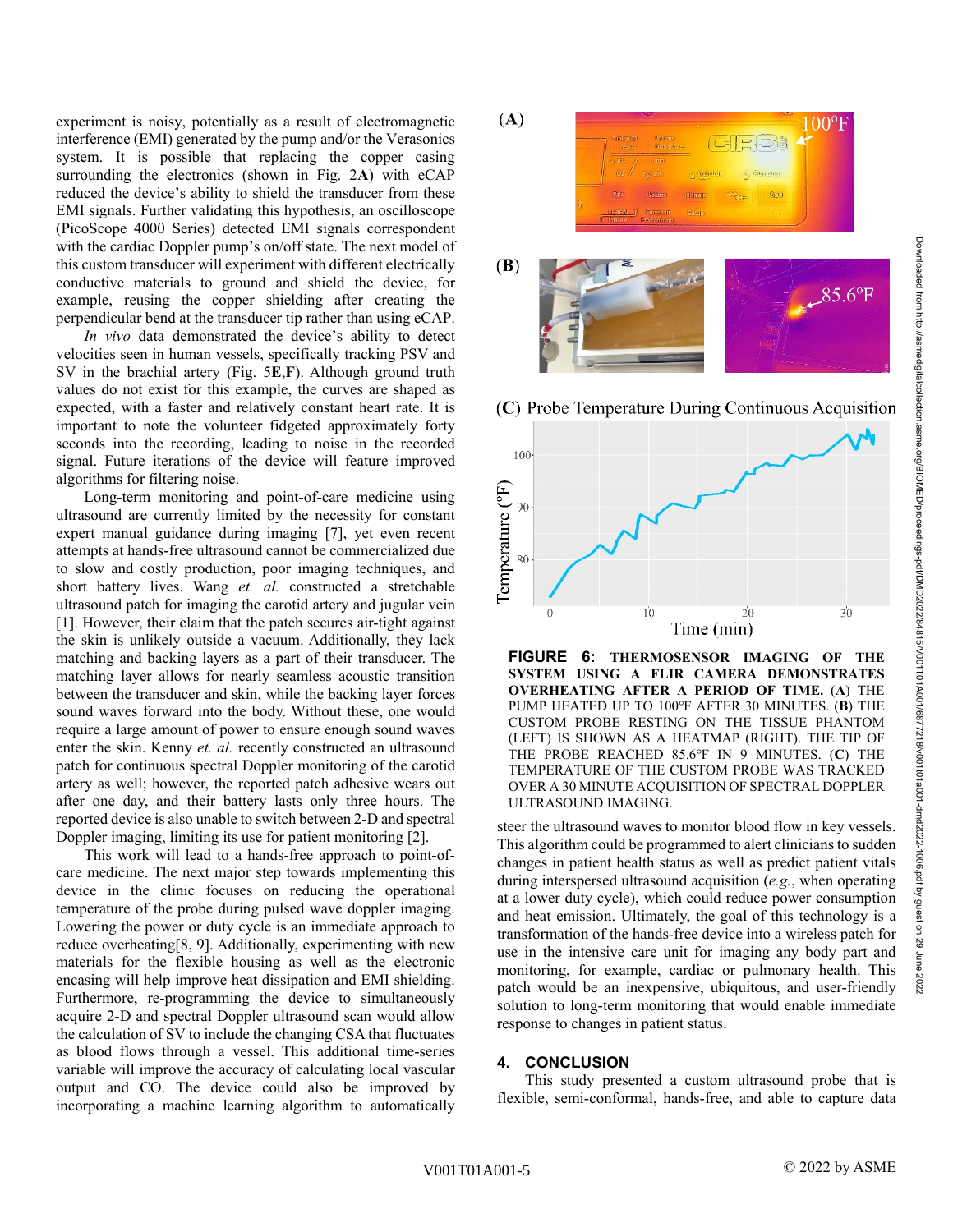experiment is noisy, potentially as a result of electromagnetic interference (EMI) generated by the pump and/or the Verasonics system. It is possible that replacing the copper casing surrounding the electronics (shown in Fig. 2**A**) with eCAP reduced the device's ability to shield the transducer from these EMI signals. Further validating this hypothesis, an oscilloscope (PicoScope 4000 Series) detected EMI signals correspondent with the cardiac Doppler pump's on/off state. The next model of this custom transducer will experiment with different electrically conductive materials to ground and shield the device, for example, reusing the copper shielding after creating the perpendicular bend at the transducer tip rather than using eCAP.

*In vivo* data demonstrated the device's ability to detect velocities seen in human vessels, specifically tracking PSV and SV in the brachial artery (Fig. 5**E**,**F**). Although ground truth values do not exist for this example, the curves are shaped as expected, with a faster and relatively constant heart rate. It is important to note the volunteer fidgeted approximately forty seconds into the recording, leading to noise in the recorded signal. Future iterations of the device will feature improved algorithms for filtering noise.

Long-term monitoring and point-of-care medicine using ultrasound are currently limited by the necessity for constant expert manual guidance during imaging [7], yet even recent attempts at hands-free ultrasound cannot be commercialized due to slow and costly production, poor imaging techniques, and short battery lives. Wang *et. al.* constructed a stretchable ultrasound patch for imaging the carotid artery and jugular vein [1]. However, their claim that the patch secures air-tight against the skin is unlikely outside a vacuum. Additionally, they lack matching and backing layers as a part of their transducer. The matching layer allows for nearly seamless acoustic transition between the transducer and skin, while the backing layer forces sound waves forward into the body. Without these, one would require a large amount of power to ensure enough sound waves enter the skin. Kenny *et. al.* recently constructed an ultrasound patch for continuous spectral Doppler monitoring of the carotid artery as well; however, the reported patch adhesive wears out after one day, and their battery lasts only three hours. The reported device is also unable to switch between 2-D and spectral Doppler imaging, limiting its use for patient monitoring [2].

This work will lead to a hands-free approach to point-of-care medicine. The next major step towards implementing this device in the clinic focuses on reducing the operational temperature of the probe during pulsed wave doppler imaging. Lowering the power or duty cycle is an immediate approach to reduce overheating[8, 9]. Additionally, experimenting with new materials for the flexible housing as well as the electronic encasing will help improve heat dissipation and EMI shielding. Furthermore, re-programming the device to simultaneously acquire 2-D and spectral Doppler ultrasound scan would allow the calculation of SV to include the changing CSA that fluctuates as blood flows through a vessel. This additional time-series variable will improve the accuracy of calculating local vascular output and CO. The device could also be improved by incorporating a machine learning algorithm to automatically steer the ultrasound waves to monitor blood flow in key vessels. This algorithm could be programmed to alert clinicians to sudden changes in patient health status as well as predict patient vitals during interspersed ultrasound acquisition (*e.g.*, when operating at a lower duty cycle), which could reduce power consumption and heat emission. Ultimately, the goal of this technology is a transformation of the hands-free device into a wireless patch for use in the intensive care unit for imaging any body part and monitoring, for example, cardiac or pulmonary health. This patch would be an inexpensive, ubiquitous, and user-friendly solution to long-term monitoring that would enable immediate response to changes in patient status.

**FIGURE 6: THERMOSENSOR IMAGING OF THE SYSTEM USING A FLIR CAMERA DEMONSTRATES OVERHEATING AFTER A PERIOD OF TIME.** (**A**) THE PUMP HEATED UP TO 100°F AFTER 30 MINUTES. (**B**) THE CUSTOM PROBE RESTING ON THE TISSUE PHANTOM (LEFT) IS SHOWN AS A HEATMAP (RIGHT). THE TIP OF THE PROBE REACHED 85.6°F IN 9 MINUTES. (**C**) THE TEMPERATURE OF THE CUSTOM PROBE WAS TRACKED OVER A 30 MINUTE ACQUISITION OF SPECTRAL DOPPLER ULTRASOUND IMAGING.

## 4. CONCLUSION

This study presented a custom ultrasound probe that is flexible, semi-conformal, hands-free, and able to capture data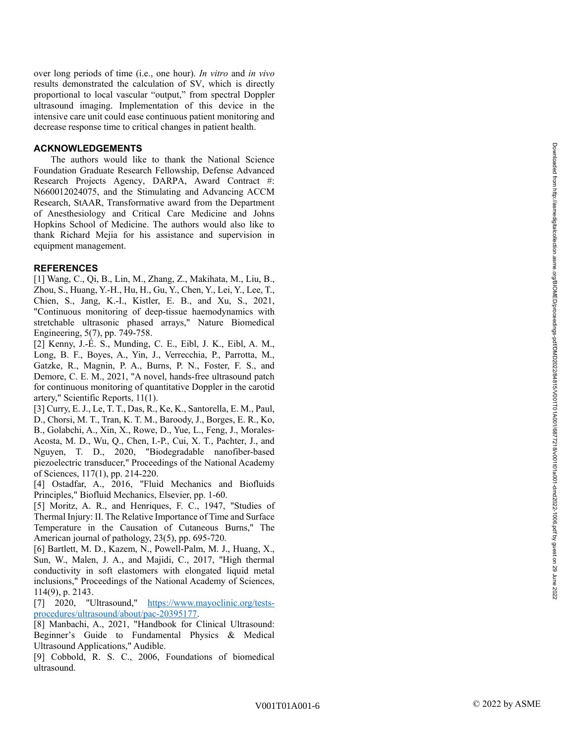over long periods of time (i.e., one hour). *In vitro* and *in vivo* results demonstrated the calculation of SV, which is directly proportional to local vascular "output," from spectral Doppler ultrasound imaging. Implementation of this device in the intensive care unit could ease continuous patient monitoring and decrease response time to critical changes in patient health.

## ACKNOWLEDGEMENTS

The authors would like to thank the National Science Foundation Graduate Research Fellowship, Defense Advanced Research Projects Agency, DARPA, Award Contract #: N660012024075, and the Stimulating and Advancing ACCM Research, StAAR, Transformative award from the Department of Anesthesiology and Critical Care Medicine and Johns Hopkins School of Medicine. The authors would also like to thank Richard Mejia for his assistance and supervision in equipment management.

## REFERENCES

[1] Wang, C., Qi, B., Lin, M., Zhang, Z., Makihata, M., Liu, B., Zhou, S., Huang, Y.-H., Hu, H., Gu, Y., Chen, Y., Lei, Y., Lee, T., Chien, S., Jang, K.-I., Kistler, E. B., and Xu, S., 2021, "Continuous monitoring of deep-tissue haemodynamics with stretchable ultrasonic phased arrays," Nature Biomedical Engineering, 5(7), pp. 749-758.

[2] Kenny, J.-É. S., Munding, C. E., Eibl, J. K., Eibl, A. M., Long, B. F., Boyes, A., Yin, J., Verrecchia, P., Parrotta, M., Gatzke, R., Magnin, P. A., Burns, P. N., Foster, F. S., and Demore, C. E. M., 2021, "A novel, hands-free ultrasound patch for continuous monitoring of quantitative Doppler in the carotid artery," Scientific Reports, 11(1).

[3] Curry, E. J., Le, T. T., Das, R., Ke, K., Santorella, E. M., Paul, D., Chorsi, M. T., Tran, K. T. M., Baroody, J., Borges, E. R., Ko, B., Golabchi, A., Xin, X., Rowe, D., Yue, L., Feng, J., Morales-Acosta, M. D., Wu, Q., Chen, I.-P., Cui, X. T., Pachter, J., and Nguyen, T. D., 2020, "Biodegradable nanofiber-based piezoelectric transducer," Proceedings of the National Academy of Sciences, 117(1), pp. 214-220.

[4] Ostadfar, A., 2016, "Fluid Mechanics and Biofluids Principles," Biofluid Mechanics, Elsevier, pp. 1-60.

[5] Moritz, A. R., and Henriques, F. C., 1947, "Studies of Thermal Injury: II. The Relative Importance of Time and Surface Temperature in the Causation of Cutaneous Burns," The American journal of pathology, 23(5), pp. 695-720.

[6] Bartlett, M. D., Kazem, N., Powell-Palm, M. J., Huang, X., Sun, W., Malen, J. A., and Majidi, C., 2017, "High thermal conductivity in soft elastomers with elongated liquid metal inclusions," Proceedings of the National Academy of Sciences, 114(9), p. 2143.

[7] 2020, "Ultrasound," https://www.mayoclinic.org/tests-procedures/ultrasound/about/pac-20395177.

[8] Manbachi, A., 2021, "Handbook for Clinical Ultrasound: Beginner's Guide to Fundamental Physics & Medical Ultrasound Applications," Audible.

[9] Cobbold, R. S. C., 2006, Foundations of biomedical ultrasound.